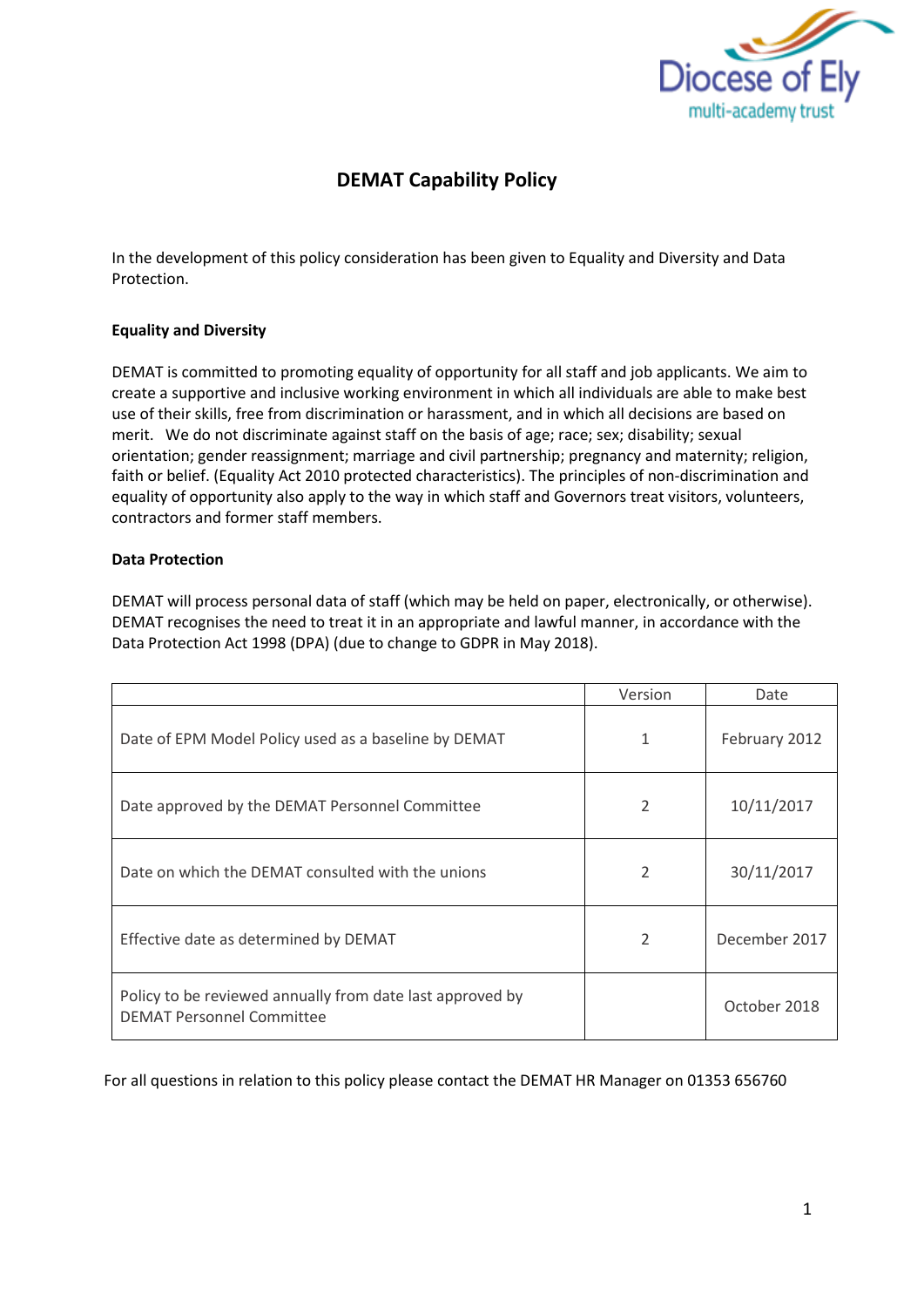# DEMAT Capability Policy

In the development of this policy consideration has been given to Equality and Diversity and Data Protection.

**Equality and Diversity**

DEMAT is committed to promoting equality of opportunity for all staff and job applicants. We aim to create a supportive and inclusive working environment in which all individuals are able to make best use of their skills, free from discrimination or harassment, and in which all decisions are based on merit. We do not discriminate against staff on the basis of age; race; sex; disability; sexual orientation; gender reassignment; marriage and civil partnership; pregnancy and maternity; religion, faith or belief. (Equality Act 2010 protected characteristics). The principles of non-discrimination and equality of opportunity also apply to the way in which staff and Governors treat visitors, volunteers, contractors and former staff members.

**Data Protection**

DEMAT will process personal data of staff (which may be held on paper, electronically, or otherwise). DEMAT recognises the need to treat it in an appropriate and lawful manner, in accordance with the Data Protection Act 1998 (DPA) (due to change to GDPR in May 2018).

| | Version | Date |
|---|---|---|
| Date of EPM Model Policy used as a baseline by DEMAT | 1 | February 2012 |
| Date approved by the DEMAT Personnel Committee | 2 | 10/11/2017 |
| Date on which the DEMAT consulted with the unions | 2 | 30/11/2017 |
| Effective date as determined by DEMAT | 2 | December 2017 |
| Policy to be reviewed annually from date last approved by DEMAT Personnel Committee | | October 2018 |

For all questions in relation to this policy please contact the DEMAT HR Manager on 01353 656760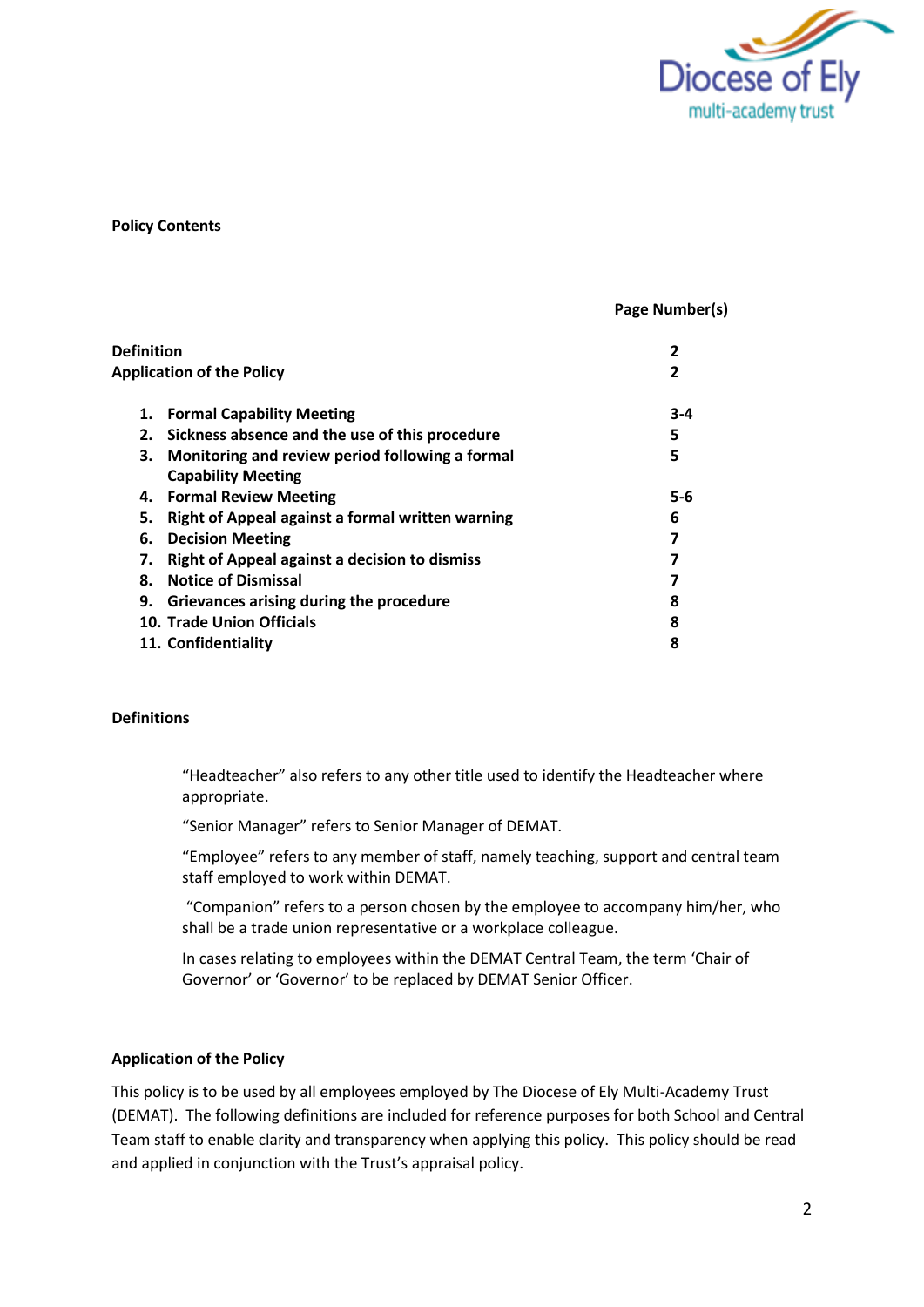**Policy Contents**

| | Page Number(s) |
|---|---|
| **Definition** | **2** |
| **Application of the Policy** | **2** |
| **1. Formal Capability Meeting** | **3-4** |
| **2. Sickness absence and the use of this procedure** | **5** |
| **3. Monitoring and review period following a formal Capability Meeting** | **5** |
| **4. Formal Review Meeting** | **5-6** |
| **5. Right of Appeal against a formal written warning** | **6** |
| **6. Decision Meeting** | **7** |
| **7. Right of Appeal against a decision to dismiss** | **7** |
| **8. Notice of Dismissal** | **7** |
| **9. Grievances arising during the procedure** | **8** |
| **10. Trade Union Officials** | **8** |
| **11. Confidentiality** | **8** |

**Definitions**

"Headteacher" also refers to any other title used to identify the Headteacher where appropriate.

"Senior Manager" refers to Senior Manager of DEMAT.

"Employee" refers to any member of staff, namely teaching, support and central team staff employed to work within DEMAT.

"Companion" refers to a person chosen by the employee to accompany him/her, who shall be a trade union representative or a workplace colleague.

In cases relating to employees within the DEMAT Central Team, the term 'Chair of Governor' or 'Governor' to be replaced by DEMAT Senior Officer.

**Application of the Policy**

This policy is to be used by all employees employed by The Diocese of Ely Multi-Academy Trust (DEMAT). The following definitions are included for reference purposes for both School and Central Team staff to enable clarity and transparency when applying this policy. This policy should be read and applied in conjunction with the Trust's appraisal policy.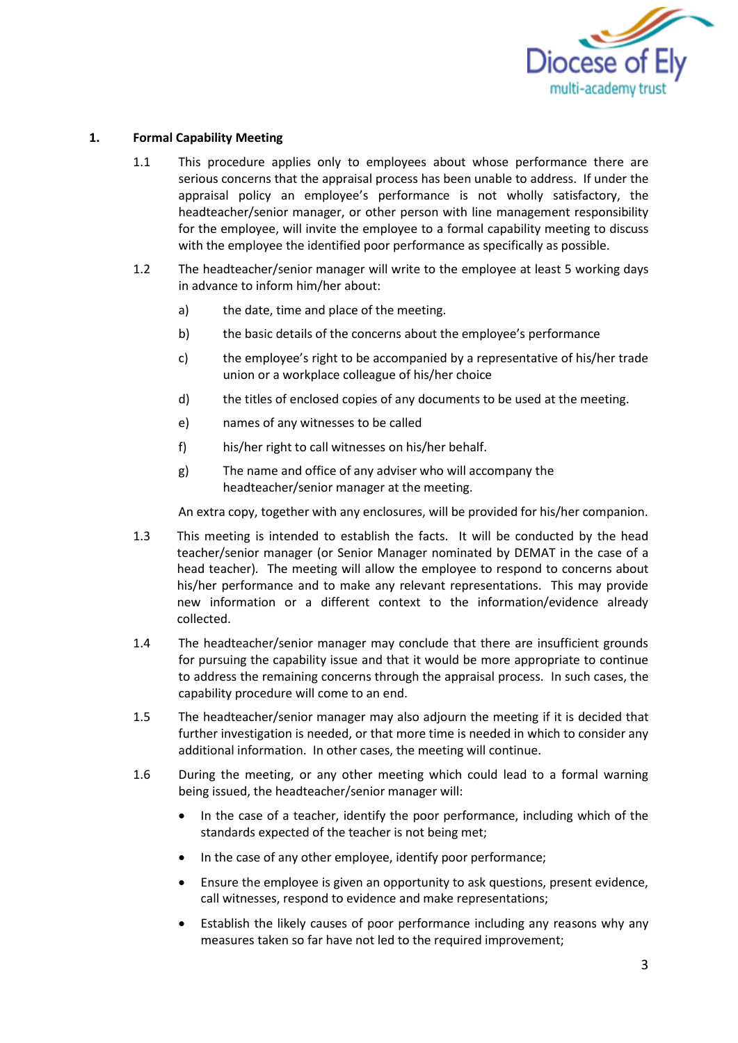## 1. Formal Capability Meeting

1.1 This procedure applies only to employees about whose performance there are serious concerns that the appraisal process has been unable to address. If under the appraisal policy an employee's performance is not wholly satisfactory, the headteacher/senior manager, or other person with line management responsibility for the employee, will invite the employee to a formal capability meeting to discuss with the employee the identified poor performance as specifically as possible.

1.2 The headteacher/senior manager will write to the employee at least 5 working days in advance to inform him/her about:

a) the date, time and place of the meeting.

b) the basic details of the concerns about the employee's performance

c) the employee's right to be accompanied by a representative of his/her trade union or a workplace colleague of his/her choice

d) the titles of enclosed copies of any documents to be used at the meeting.

e) names of any witnesses to be called

f) his/her right to call witnesses on his/her behalf.

g) The name and office of any adviser who will accompany the headteacher/senior manager at the meeting.

An extra copy, together with any enclosures, will be provided for his/her companion.

1.3 This meeting is intended to establish the facts. It will be conducted by the head teacher/senior manager (or Senior Manager nominated by DEMAT in the case of a head teacher). The meeting will allow the employee to respond to concerns about his/her performance and to make any relevant representations. This may provide new information or a different context to the information/evidence already collected.

1.4 The headteacher/senior manager may conclude that there are insufficient grounds for pursuing the capability issue and that it would be more appropriate to continue to address the remaining concerns through the appraisal process. In such cases, the capability procedure will come to an end.

1.5 The headteacher/senior manager may also adjourn the meeting if it is decided that further investigation is needed, or that more time is needed in which to consider any additional information. In other cases, the meeting will continue.

1.6 During the meeting, or any other meeting which could lead to a formal warning being issued, the headteacher/senior manager will:

- In the case of a teacher, identify the poor performance, including which of the standards expected of the teacher is not being met;
- In the case of any other employee, identify poor performance;
- Ensure the employee is given an opportunity to ask questions, present evidence, call witnesses, respond to evidence and make representations;
- Establish the likely causes of poor performance including any reasons why any measures taken so far have not led to the required improvement;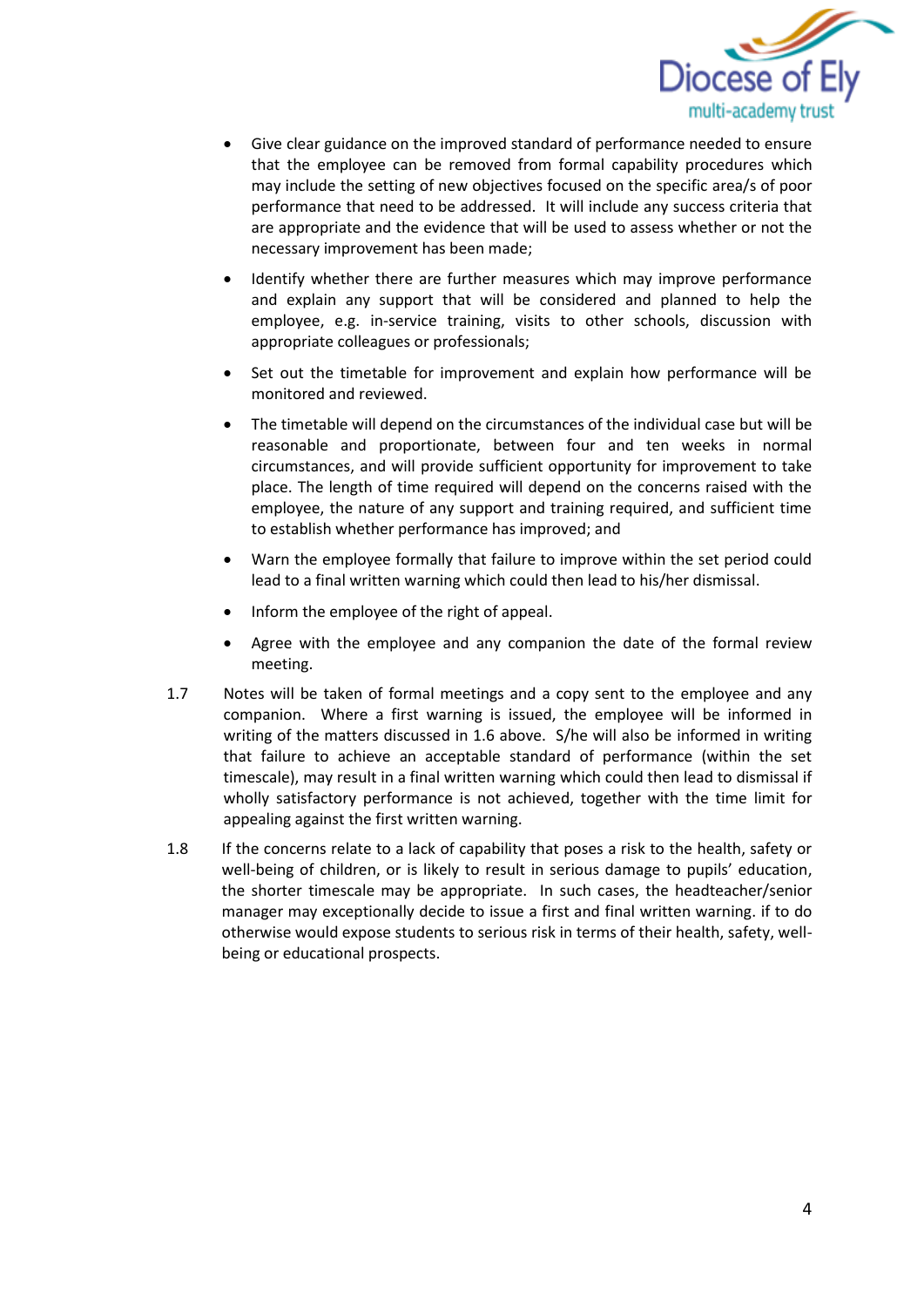- Give clear guidance on the improved standard of performance needed to ensure that the employee can be removed from formal capability procedures which may include the setting of new objectives focused on the specific area/s of poor performance that need to be addressed. It will include any success criteria that are appropriate and the evidence that will be used to assess whether or not the necessary improvement has been made;
- Identify whether there are further measures which may improve performance and explain any support that will be considered and planned to help the employee, e.g. in-service training, visits to other schools, discussion with appropriate colleagues or professionals;
- Set out the timetable for improvement and explain how performance will be monitored and reviewed.
- The timetable will depend on the circumstances of the individual case but will be reasonable and proportionate, between four and ten weeks in normal circumstances, and will provide sufficient opportunity for improvement to take place. The length of time required will depend on the concerns raised with the employee, the nature of any support and training required, and sufficient time to establish whether performance has improved; and
- Warn the employee formally that failure to improve within the set period could lead to a final written warning which could then lead to his/her dismissal.
- Inform the employee of the right of appeal.
- Agree with the employee and any companion the date of the formal review meeting.

1.7 Notes will be taken of formal meetings and a copy sent to the employee and any companion. Where a first warning is issued, the employee will be informed in writing of the matters discussed in 1.6 above. S/he will also be informed in writing that failure to achieve an acceptable standard of performance (within the set timescale), may result in a final written warning which could then lead to dismissal if wholly satisfactory performance is not achieved, together with the time limit for appealing against the first written warning.

1.8 If the concerns relate to a lack of capability that poses a risk to the health, safety or well-being of children, or is likely to result in serious damage to pupils' education, the shorter timescale may be appropriate. In such cases, the headteacher/senior manager may exceptionally decide to issue a first and final written warning. if to do otherwise would expose students to serious risk in terms of their health, safety, well-being or educational prospects.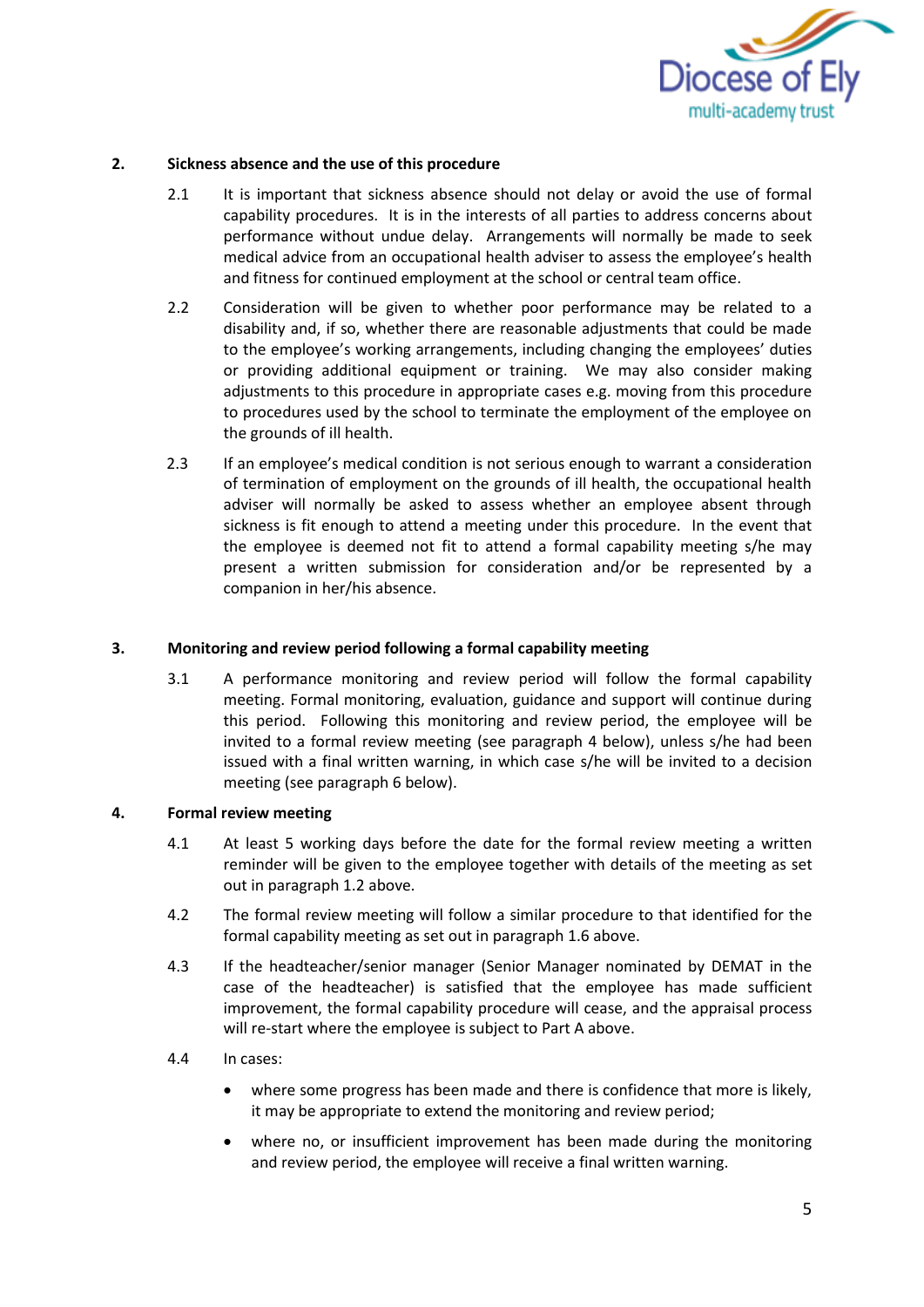## 2. Sickness absence and the use of this procedure

2.1 It is important that sickness absence should not delay or avoid the use of formal capability procedures. It is in the interests of all parties to address concerns about performance without undue delay. Arrangements will normally be made to seek medical advice from an occupational health adviser to assess the employee's health and fitness for continued employment at the school or central team office.

2.2 Consideration will be given to whether poor performance may be related to a disability and, if so, whether there are reasonable adjustments that could be made to the employee's working arrangements, including changing the employees' duties or providing additional equipment or training. We may also consider making adjustments to this procedure in appropriate cases e.g. moving from this procedure to procedures used by the school to terminate the employment of the employee on the grounds of ill health.

2.3 If an employee's medical condition is not serious enough to warrant a consideration of termination of employment on the grounds of ill health, the occupational health adviser will normally be asked to assess whether an employee absent through sickness is fit enough to attend a meeting under this procedure. In the event that the employee is deemed not fit to attend a formal capability meeting s/he may present a written submission for consideration and/or be represented by a companion in her/his absence.

## 3. Monitoring and review period following a formal capability meeting

3.1 A performance monitoring and review period will follow the formal capability meeting. Formal monitoring, evaluation, guidance and support will continue during this period. Following this monitoring and review period, the employee will be invited to a formal review meeting (see paragraph 4 below), unless s/he had been issued with a final written warning, in which case s/he will be invited to a decision meeting (see paragraph 6 below).

## 4. Formal review meeting

4.1 At least 5 working days before the date for the formal review meeting a written reminder will be given to the employee together with details of the meeting as set out in paragraph 1.2 above.

4.2 The formal review meeting will follow a similar procedure to that identified for the formal capability meeting as set out in paragraph 1.6 above.

4.3 If the headteacher/senior manager (Senior Manager nominated by DEMAT in the case of the headteacher) is satisfied that the employee has made sufficient improvement, the formal capability procedure will cease, and the appraisal process will re-start where the employee is subject to Part A above.

4.4 In cases:

- where some progress has been made and there is confidence that more is likely, it may be appropriate to extend the monitoring and review period;
- where no, or insufficient improvement has been made during the monitoring and review period, the employee will receive a final written warning.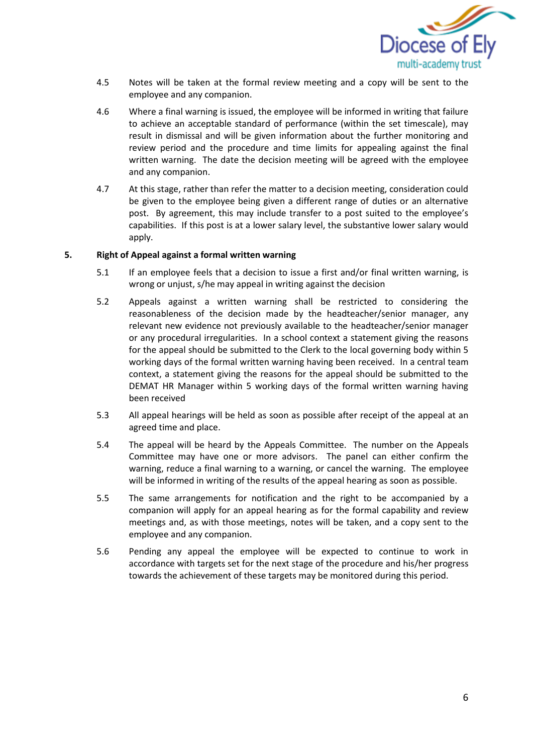4.5 Notes will be taken at the formal review meeting and a copy will be sent to the employee and any companion.

4.6 Where a final warning is issued, the employee will be informed in writing that failure to achieve an acceptable standard of performance (within the set timescale), may result in dismissal and will be given information about the further monitoring and review period and the procedure and time limits for appealing against the final written warning. The date the decision meeting will be agreed with the employee and any companion.

4.7 At this stage, rather than refer the matter to a decision meeting, consideration could be given to the employee being given a different range of duties or an alternative post. By agreement, this may include transfer to a post suited to the employee's capabilities. If this post is at a lower salary level, the substantive lower salary would apply.

## 5. Right of Appeal against a formal written warning

5.1 If an employee feels that a decision to issue a first and/or final written warning, is wrong or unjust, s/he may appeal in writing against the decision

5.2 Appeals against a written warning shall be restricted to considering the reasonableness of the decision made by the headteacher/senior manager, any relevant new evidence not previously available to the headteacher/senior manager or any procedural irregularities. In a school context a statement giving the reasons for the appeal should be submitted to the Clerk to the local governing body within 5 working days of the formal written warning having been received. In a central team context, a statement giving the reasons for the appeal should be submitted to the DEMAT HR Manager within 5 working days of the formal written warning having been received

5.3 All appeal hearings will be held as soon as possible after receipt of the appeal at an agreed time and place.

5.4 The appeal will be heard by the Appeals Committee. The number on the Appeals Committee may have one or more advisors. The panel can either confirm the warning, reduce a final warning to a warning, or cancel the warning. The employee will be informed in writing of the results of the appeal hearing as soon as possible.

5.5 The same arrangements for notification and the right to be accompanied by a companion will apply for an appeal hearing as for the formal capability and review meetings and, as with those meetings, notes will be taken, and a copy sent to the employee and any companion.

5.6 Pending any appeal the employee will be expected to continue to work in accordance with targets set for the next stage of the procedure and his/her progress towards the achievement of these targets may be monitored during this period.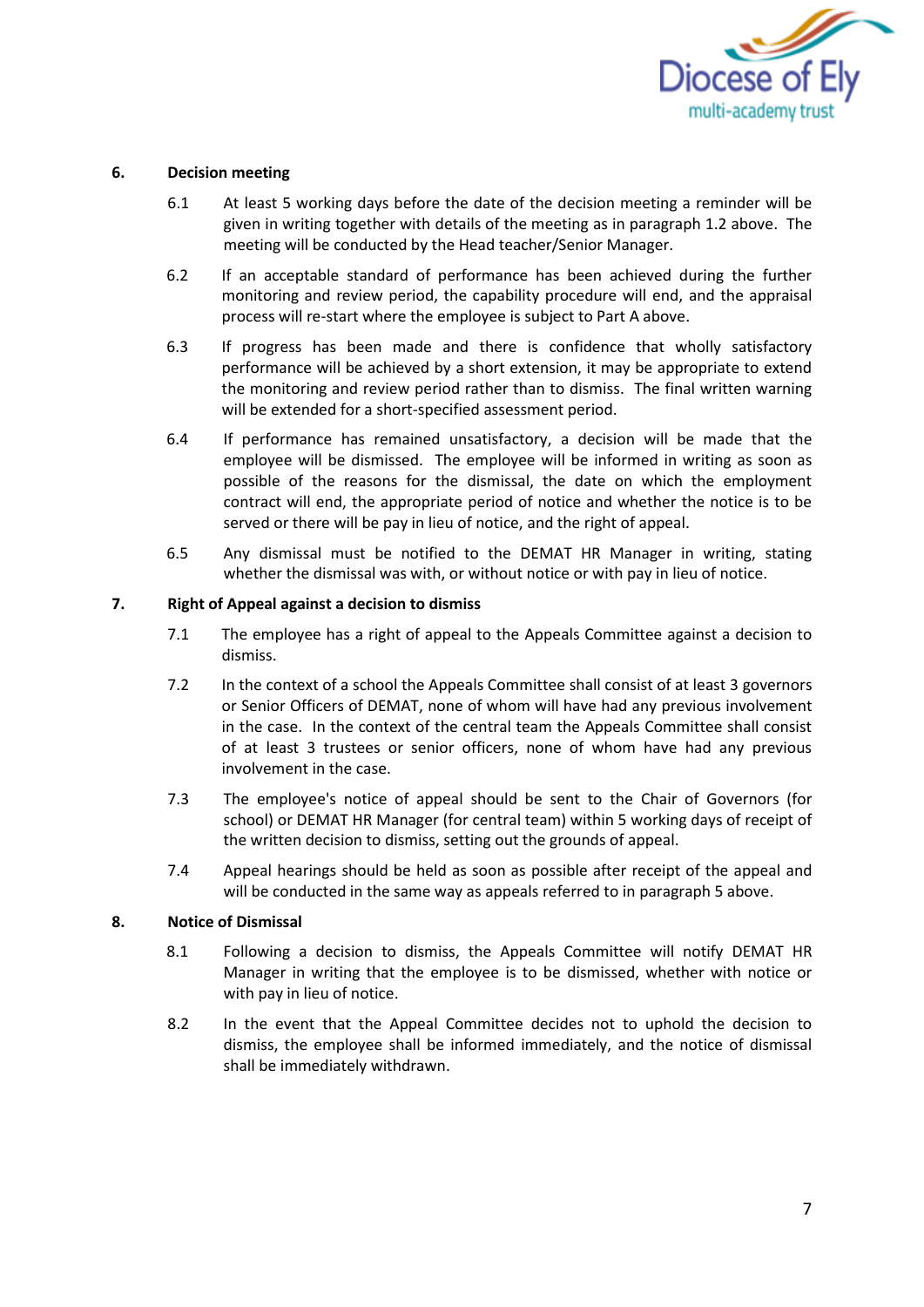## 6. Decision meeting

6.1 At least 5 working days before the date of the decision meeting a reminder will be given in writing together with details of the meeting as in paragraph 1.2 above. The meeting will be conducted by the Head teacher/Senior Manager.

6.2 If an acceptable standard of performance has been achieved during the further monitoring and review period, the capability procedure will end, and the appraisal process will re-start where the employee is subject to Part A above.

6.3 If progress has been made and there is confidence that wholly satisfactory performance will be achieved by a short extension, it may be appropriate to extend the monitoring and review period rather than to dismiss. The final written warning will be extended for a short-specified assessment period.

6.4 If performance has remained unsatisfactory, a decision will be made that the employee will be dismissed. The employee will be informed in writing as soon as possible of the reasons for the dismissal, the date on which the employment contract will end, the appropriate period of notice and whether the notice is to be served or there will be pay in lieu of notice, and the right of appeal.

6.5 Any dismissal must be notified to the DEMAT HR Manager in writing, stating whether the dismissal was with, or without notice or with pay in lieu of notice.

## 7. Right of Appeal against a decision to dismiss

7.1 The employee has a right of appeal to the Appeals Committee against a decision to dismiss.

7.2 In the context of a school the Appeals Committee shall consist of at least 3 governors or Senior Officers of DEMAT, none of whom will have had any previous involvement in the case. In the context of the central team the Appeals Committee shall consist of at least 3 trustees or senior officers, none of whom have had any previous involvement in the case.

7.3 The employee's notice of appeal should be sent to the Chair of Governors (for school) or DEMAT HR Manager (for central team) within 5 working days of receipt of the written decision to dismiss, setting out the grounds of appeal.

7.4 Appeal hearings should be held as soon as possible after receipt of the appeal and will be conducted in the same way as appeals referred to in paragraph 5 above.

## 8. Notice of Dismissal

8.1 Following a decision to dismiss, the Appeals Committee will notify DEMAT HR Manager in writing that the employee is to be dismissed, whether with notice or with pay in lieu of notice.

8.2 In the event that the Appeal Committee decides not to uphold the decision to dismiss, the employee shall be informed immediately, and the notice of dismissal shall be immediately withdrawn.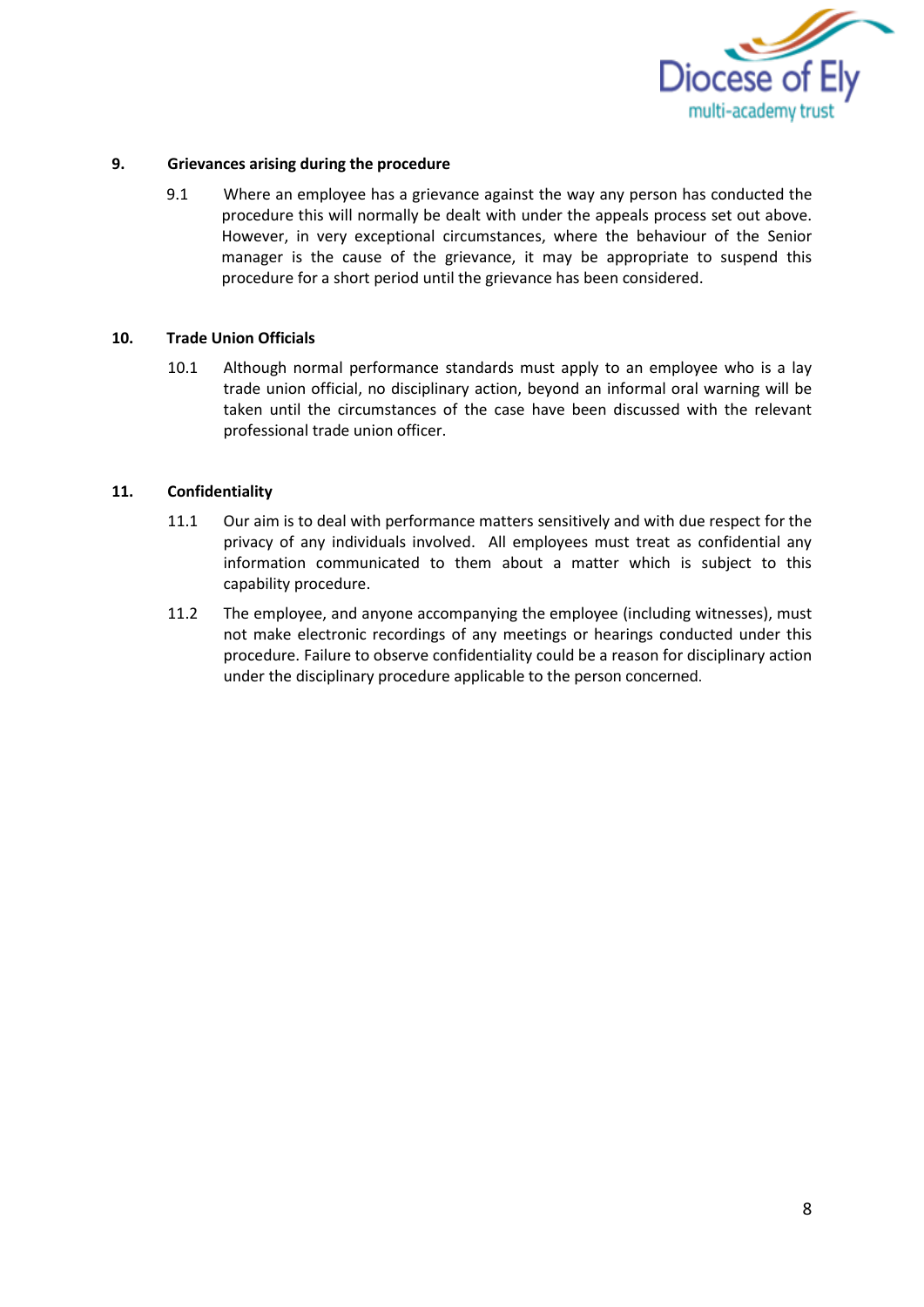## 9. Grievances arising during the procedure

9.1 Where an employee has a grievance against the way any person has conducted the procedure this will normally be dealt with under the appeals process set out above. However, in very exceptional circumstances, where the behaviour of the Senior manager is the cause of the grievance, it may be appropriate to suspend this procedure for a short period until the grievance has been considered.

## 10. Trade Union Officials

10.1 Although normal performance standards must apply to an employee who is a lay trade union official, no disciplinary action, beyond an informal oral warning will be taken until the circumstances of the case have been discussed with the relevant professional trade union officer.

## 11. Confidentiality

11.1 Our aim is to deal with performance matters sensitively and with due respect for the privacy of any individuals involved. All employees must treat as confidential any information communicated to them about a matter which is subject to this capability procedure.

11.2 The employee, and anyone accompanying the employee (including witnesses), must not make electronic recordings of any meetings or hearings conducted under this procedure. Failure to observe confidentiality could be a reason for disciplinary action under the disciplinary procedure applicable to the person concerned.